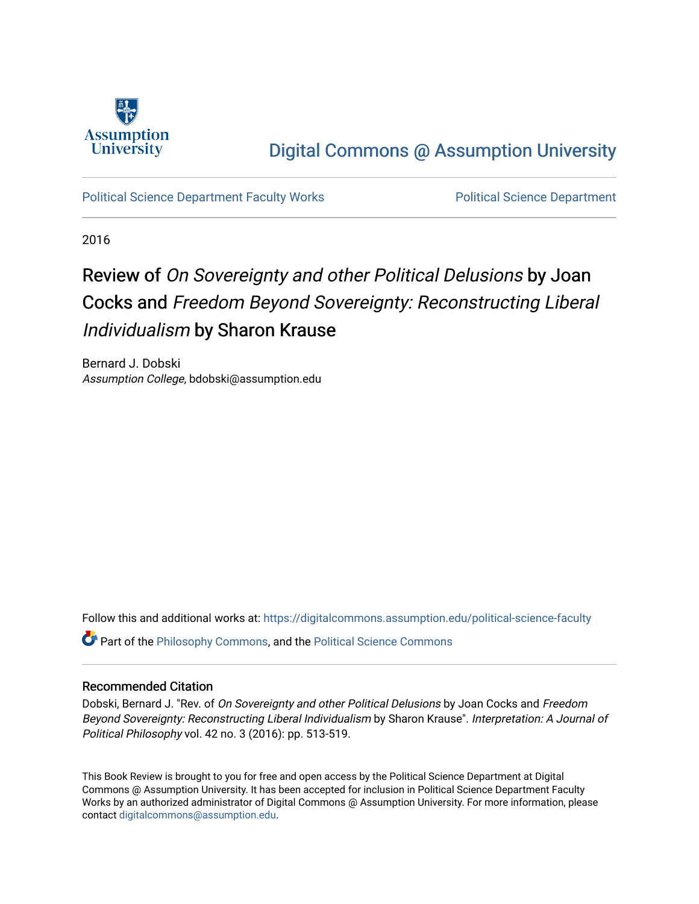Assumption University

Digital Commons @ Assumption University

Political Science Department Faculty Works

Political Science Department

2016

# Review of *On Sovereignty and other Political Delusions* by Joan Cocks and *Freedom Beyond Sovereignty: Reconstructing Liberal Individualism* by Sharon Krause

Bernard J. Dobski
*Assumption College*, bdobski@assumption.edu

Follow this and additional works at: https://digitalcommons.assumption.edu/political-science-faculty

Part of the Philosophy Commons, and the Political Science Commons

## Recommended Citation

Dobski, Bernard J. "Rev. of *On Sovereignty and other Political Delusions* by Joan Cocks and *Freedom Beyond Sovereignty: Reconstructing Liberal Individualism* by Sharon Krause". *Interpretation: A Journal of Political Philosophy* vol. 42 no. 3 (2016): pp. 513-519.

This Book Review is brought to you for free and open access by the Political Science Department at Digital Commons @ Assumption University. It has been accepted for inclusion in Political Science Department Faculty Works by an authorized administrator of Digital Commons @ Assumption University. For more information, please contact digitalcommons@assumption.edu.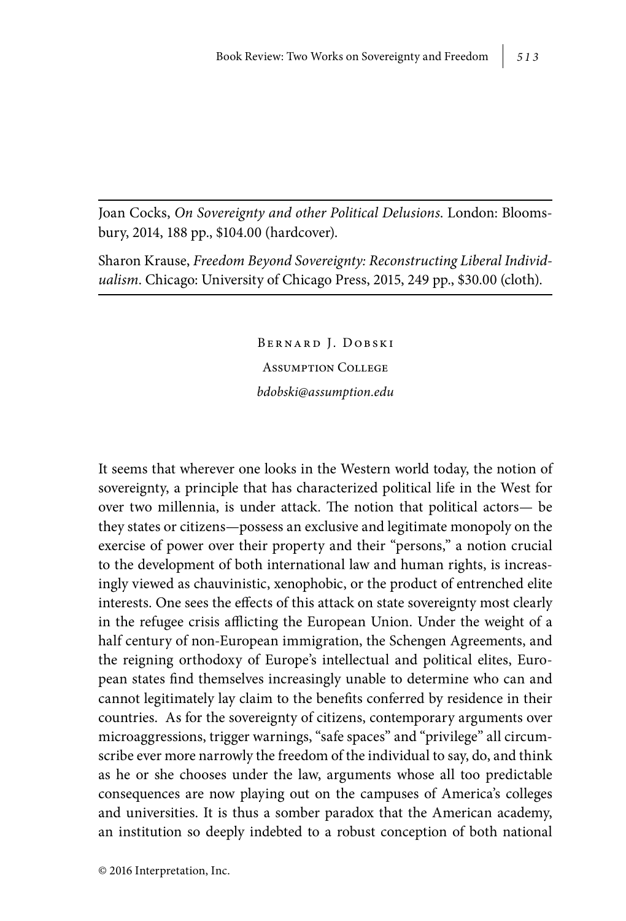Joan Cocks, *On Sovereignty and other Political Delusions*. London: Bloomsbury, 2014, 188 pp., $104.00 (hardcover).

Sharon Krause, *Freedom Beyond Sovereignty: Reconstructing Liberal Individualism*. Chicago: University of Chicago Press, 2015, 249 pp., $30.00 (cloth).

Bernard J. Dobski

Assumption College

*bdobski@assumption.edu*

It seems that wherever one looks in the Western world today, the notion of sovereignty, a principle that has characterized political life in the West for over two millennia, is under attack. The notion that political actors— be they states or citizens—possess an exclusive and legitimate monopoly on the exercise of power over their property and their "persons," a notion crucial to the development of both international law and human rights, is increasingly viewed as chauvinistic, xenophobic, or the product of entrenched elite interests. One sees the effects of this attack on state sovereignty most clearly in the refugee crisis afflicting the European Union. Under the weight of a half century of non-European immigration, the Schengen Agreements, and the reigning orthodoxy of Europe's intellectual and political elites, European states find themselves increasingly unable to determine who can and cannot legitimately lay claim to the benefits conferred by residence in their countries. As for the sovereignty of citizens, contemporary arguments over microaggressions, trigger warnings, "safe spaces" and "privilege" all circumscribe ever more narrowly the freedom of the individual to say, do, and think as he or she chooses under the law, arguments whose all too predictable consequences are now playing out on the campuses of America's colleges and universities. It is thus a somber paradox that the American academy, an institution so deeply indebted to a robust conception of both national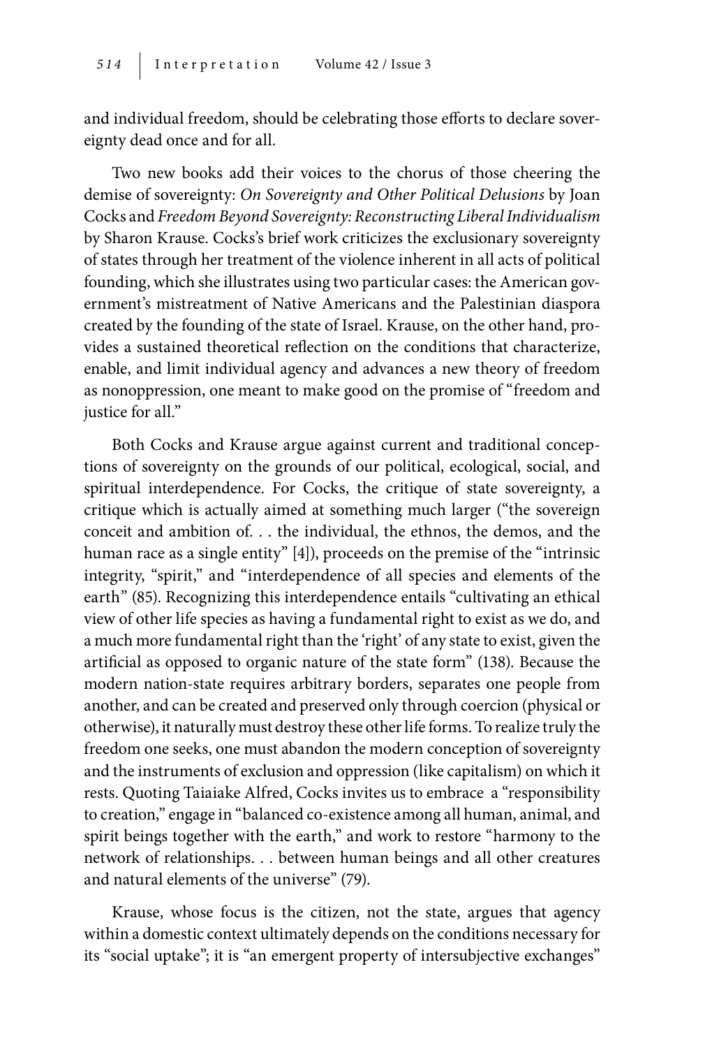and individual freedom, should be celebrating those efforts to declare sovereignty dead once and for all.

Two new books add their voices to the chorus of those cheering the demise of sovereignty: *On Sovereignty and Other Political Delusions* by Joan Cocks and *Freedom Beyond Sovereignty: Reconstructing Liberal Individualism* by Sharon Krause. Cocks's brief work criticizes the exclusionary sovereignty of states through her treatment of the violence inherent in all acts of political founding, which she illustrates using two particular cases: the American government's mistreatment of Native Americans and the Palestinian diaspora created by the founding of the state of Israel. Krause, on the other hand, provides a sustained theoretical reflection on the conditions that characterize, enable, and limit individual agency and advances a new theory of freedom as nonoppression, one meant to make good on the promise of "freedom and justice for all."

Both Cocks and Krause argue against current and traditional conceptions of sovereignty on the grounds of our political, ecological, social, and spiritual interdependence. For Cocks, the critique of state sovereignty, a critique which is actually aimed at something much larger ("the sovereign conceit and ambition of. . . the individual, the ethnos, the demos, and the human race as a single entity" [4]), proceeds on the premise of the "intrinsic integrity, "spirit," and "interdependence of all species and elements of the earth" (85). Recognizing this interdependence entails "cultivating an ethical view of other life species as having a fundamental right to exist as we do, and a much more fundamental right than the 'right' of any state to exist, given the artificial as opposed to organic nature of the state form" (138). Because the modern nation-state requires arbitrary borders, separates one people from another, and can be created and preserved only through coercion (physical or otherwise), it naturally must destroy these other life forms. To realize truly the freedom one seeks, one must abandon the modern conception of sovereignty and the instruments of exclusion and oppression (like capitalism) on which it rests. Quoting Taiaiake Alfred, Cocks invites us to embrace a "responsibility to creation," engage in "balanced co-existence among all human, animal, and spirit beings together with the earth," and work to restore "harmony to the network of relationships. . . between human beings and all other creatures and natural elements of the universe" (79).

Krause, whose focus is the citizen, not the state, argues that agency within a domestic context ultimately depends on the conditions necessary for its "social uptake"; it is "an emergent property of intersubjective exchanges"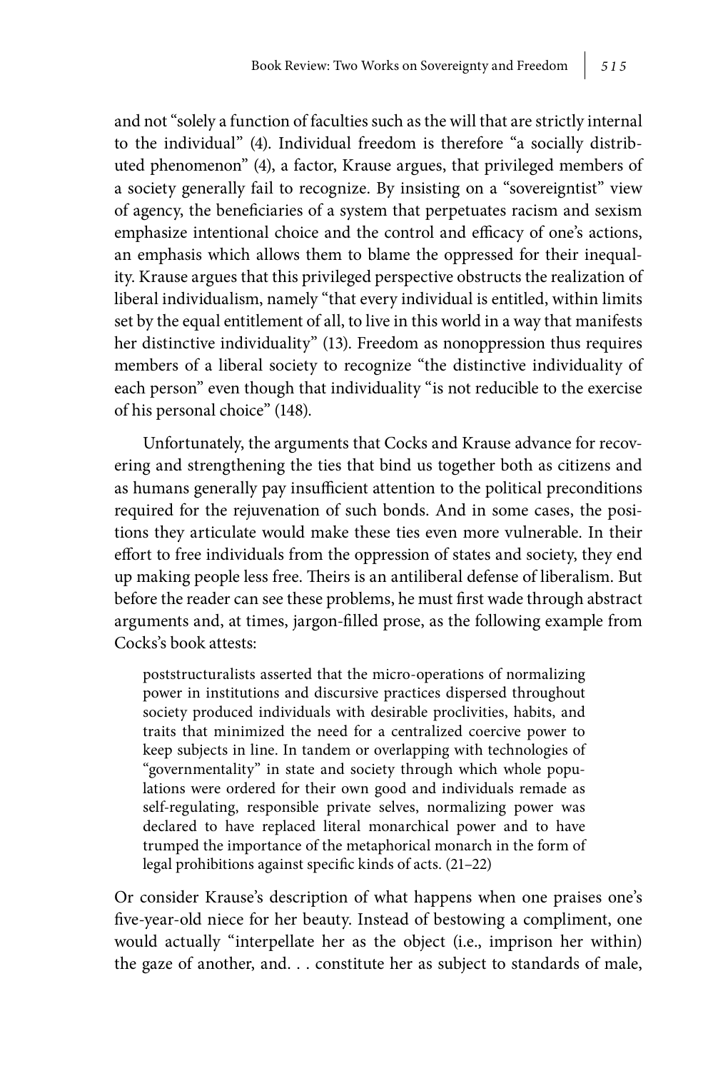and not "solely a function of faculties such as the will that are strictly internal to the individual" (4). Individual freedom is therefore "a socially distributed phenomenon" (4), a factor, Krause argues, that privileged members of a society generally fail to recognize. By insisting on a "sovereigntist" view of agency, the beneficiaries of a system that perpetuates racism and sexism emphasize intentional choice and the control and efficacy of one's actions, an emphasis which allows them to blame the oppressed for their inequality. Krause argues that this privileged perspective obstructs the realization of liberal individualism, namely "that every individual is entitled, within limits set by the equal entitlement of all, to live in this world in a way that manifests her distinctive individuality" (13). Freedom as nonoppression thus requires members of a liberal society to recognize "the distinctive individuality of each person" even though that individuality "is not reducible to the exercise of his personal choice" (148).

Unfortunately, the arguments that Cocks and Krause advance for recovering and strengthening the ties that bind us together both as citizens and as humans generally pay insufficient attention to the political preconditions required for the rejuvenation of such bonds. And in some cases, the positions they articulate would make these ties even more vulnerable. In their effort to free individuals from the oppression of states and society, they end up making people less free. Theirs is an antiliberal defense of liberalism. But before the reader can see these problems, he must first wade through abstract arguments and, at times, jargon-filled prose, as the following example from Cocks's book attests:

> poststructuralists asserted that the micro-operations of normalizing power in institutions and discursive practices dispersed throughout society produced individuals with desirable proclivities, habits, and traits that minimized the need for a centralized coercive power to keep subjects in line. In tandem or overlapping with technologies of "governmentality" in state and society through which whole populations were ordered for their own good and individuals remade as self-regulating, responsible private selves, normalizing power was declared to have replaced literal monarchical power and to have trumped the importance of the metaphorical monarch in the form of legal prohibitions against specific kinds of acts. (21–22)

Or consider Krause's description of what happens when one praises one's five-year-old niece for her beauty. Instead of bestowing a compliment, one would actually "interpellate her as the object (i.e., imprison her within) the gaze of another, and. . . constitute her as subject to standards of male,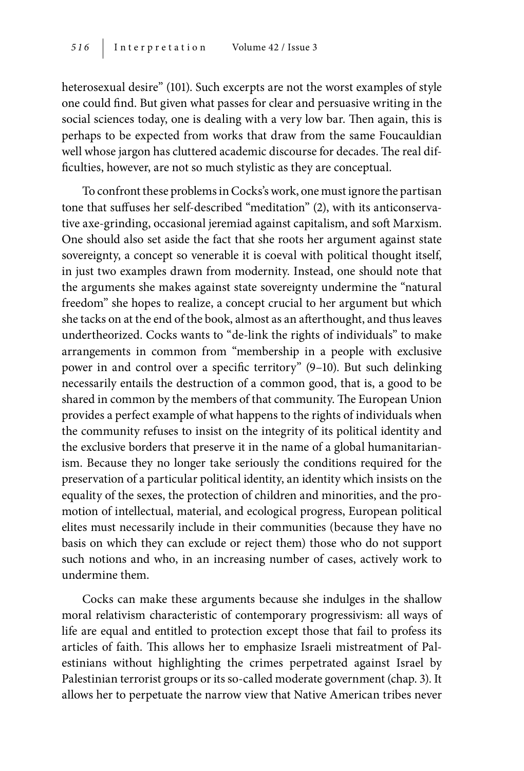heterosexual desire" (101). Such excerpts are not the worst examples of style one could find. But given what passes for clear and persuasive writing in the social sciences today, one is dealing with a very low bar. Then again, this is perhaps to be expected from works that draw from the same Foucauldian well whose jargon has cluttered academic discourse for decades. The real difficulties, however, are not so much stylistic as they are conceptual.

To confront these problems in Cocks's work, one must ignore the partisan tone that suffuses her self-described "meditation" (2), with its anticonservative axe-grinding, occasional jeremiad against capitalism, and soft Marxism. One should also set aside the fact that she roots her argument against state sovereignty, a concept so venerable it is coeval with political thought itself, in just two examples drawn from modernity. Instead, one should note that the arguments she makes against state sovereignty undermine the "natural freedom" she hopes to realize, a concept crucial to her argument but which she tacks on at the end of the book, almost as an afterthought, and thus leaves undertheorized. Cocks wants to "de-link the rights of individuals" to make arrangements in common from "membership in a people with exclusive power in and control over a specific territory" (9–10). But such delinking necessarily entails the destruction of a common good, that is, a good to be shared in common by the members of that community. The European Union provides a perfect example of what happens to the rights of individuals when the community refuses to insist on the integrity of its political identity and the exclusive borders that preserve it in the name of a global humanitarianism. Because they no longer take seriously the conditions required for the preservation of a particular political identity, an identity which insists on the equality of the sexes, the protection of children and minorities, and the promotion of intellectual, material, and ecological progress, European political elites must necessarily include in their communities (because they have no basis on which they can exclude or reject them) those who do not support such notions and who, in an increasing number of cases, actively work to undermine them.

Cocks can make these arguments because she indulges in the shallow moral relativism characteristic of contemporary progressivism: all ways of life are equal and entitled to protection except those that fail to profess its articles of faith. This allows her to emphasize Israeli mistreatment of Palestinians without highlighting the crimes perpetrated against Israel by Palestinian terrorist groups or its so-called moderate government (chap. 3). It allows her to perpetuate the narrow view that Native American tribes never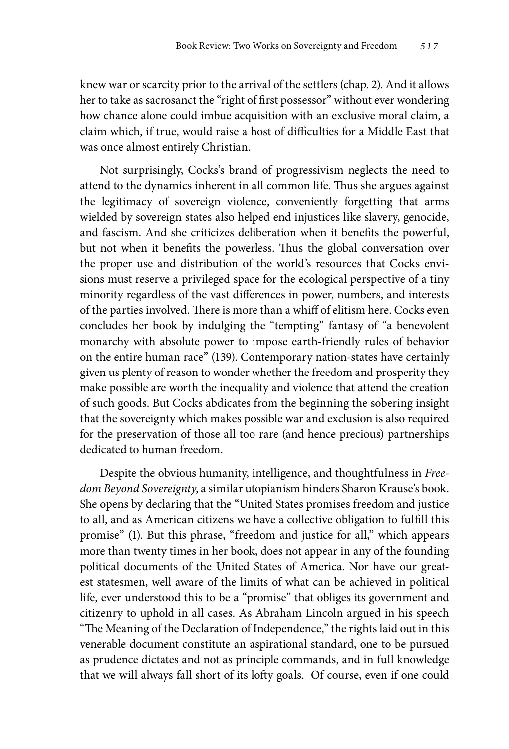knew war or scarcity prior to the arrival of the settlers (chap. 2). And it allows her to take as sacrosanct the "right of first possessor" without ever wondering how chance alone could imbue acquisition with an exclusive moral claim, a claim which, if true, would raise a host of difficulties for a Middle East that was once almost entirely Christian.

Not surprisingly, Cocks's brand of progressivism neglects the need to attend to the dynamics inherent in all common life. Thus she argues against the legitimacy of sovereign violence, conveniently forgetting that arms wielded by sovereign states also helped end injustices like slavery, genocide, and fascism. And she criticizes deliberation when it benefits the powerful, but not when it benefits the powerless. Thus the global conversation over the proper use and distribution of the world's resources that Cocks envisions must reserve a privileged space for the ecological perspective of a tiny minority regardless of the vast differences in power, numbers, and interests of the parties involved. There is more than a whiff of elitism here. Cocks even concludes her book by indulging the "tempting" fantasy of "a benevolent monarchy with absolute power to impose earth-friendly rules of behavior on the entire human race" (139). Contemporary nation-states have certainly given us plenty of reason to wonder whether the freedom and prosperity they make possible are worth the inequality and violence that attend the creation of such goods. But Cocks abdicates from the beginning the sobering insight that the sovereignty which makes possible war and exclusion is also required for the preservation of those all too rare (and hence precious) partnerships dedicated to human freedom.

Despite the obvious humanity, intelligence, and thoughtfulness in *Freedom Beyond Sovereignty*, a similar utopianism hinders Sharon Krause's book. She opens by declaring that the "United States promises freedom and justice to all, and as American citizens we have a collective obligation to fulfill this promise" (1). But this phrase, "freedom and justice for all," which appears more than twenty times in her book, does not appear in any of the founding political documents of the United States of America. Nor have our greatest statesmen, well aware of the limits of what can be achieved in political life, ever understood this to be a "promise" that obliges its government and citizenry to uphold in all cases. As Abraham Lincoln argued in his speech "The Meaning of the Declaration of Independence," the rights laid out in this venerable document constitute an aspirational standard, one to be pursued as prudence dictates and not as principle commands, and in full knowledge that we will always fall short of its lofty goals. Of course, even if one could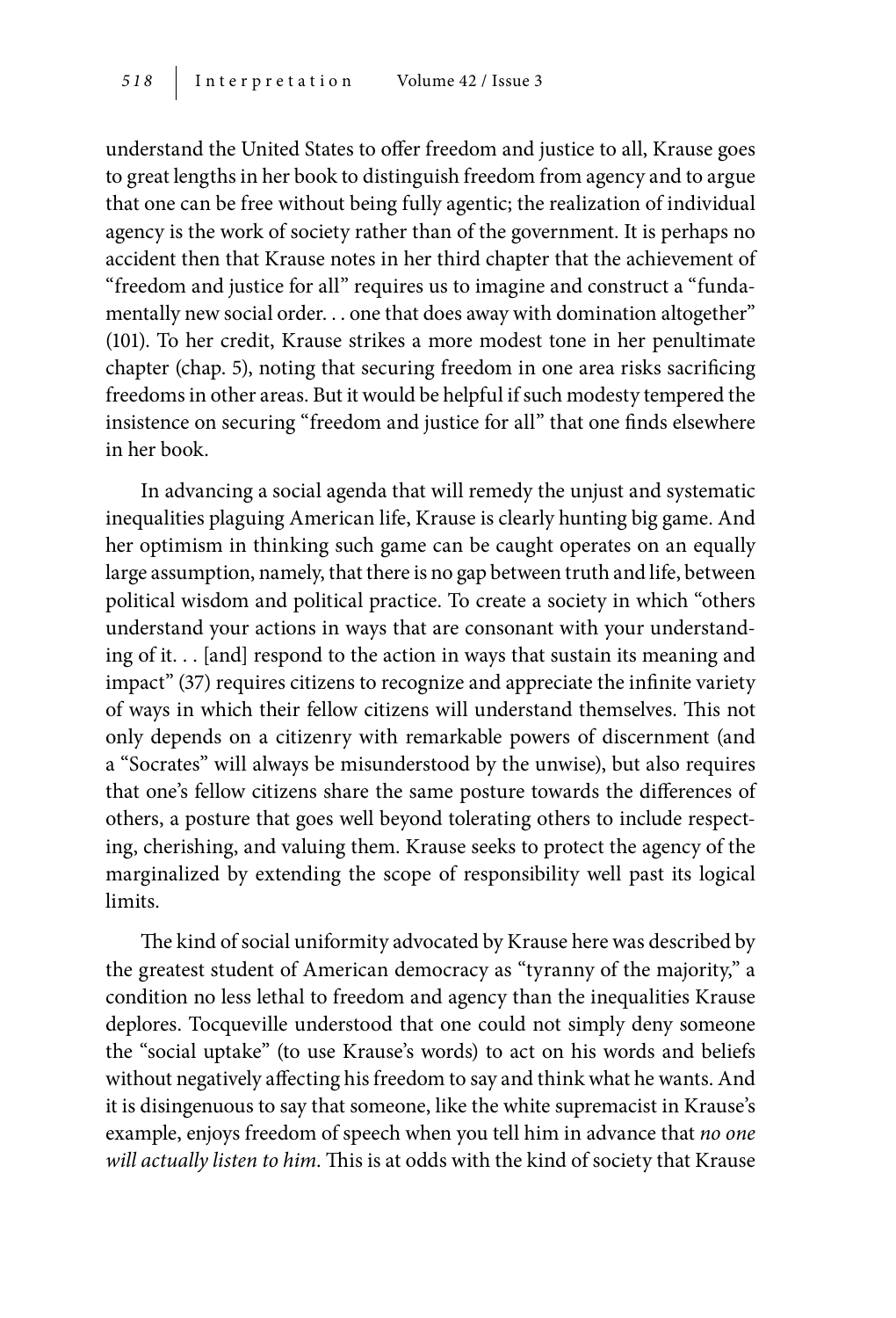understand the United States to offer freedom and justice to all, Krause goes to great lengths in her book to distinguish freedom from agency and to argue that one can be free without being fully agentic; the realization of individual agency is the work of society rather than of the government. It is perhaps no accident then that Krause notes in her third chapter that the achievement of "freedom and justice for all" requires us to imagine and construct a "fundamentally new social order. . . one that does away with domination altogether" (101). To her credit, Krause strikes a more modest tone in her penultimate chapter (chap. 5), noting that securing freedom in one area risks sacrificing freedoms in other areas. But it would be helpful if such modesty tempered the insistence on securing "freedom and justice for all" that one finds elsewhere in her book.

In advancing a social agenda that will remedy the unjust and systematic inequalities plaguing American life, Krause is clearly hunting big game. And her optimism in thinking such game can be caught operates on an equally large assumption, namely, that there is no gap between truth and life, between political wisdom and political practice. To create a society in which "others understand your actions in ways that are consonant with your understanding of it. . . [and] respond to the action in ways that sustain its meaning and impact" (37) requires citizens to recognize and appreciate the infinite variety of ways in which their fellow citizens will understand themselves. This not only depends on a citizenry with remarkable powers of discernment (and a "Socrates" will always be misunderstood by the unwise), but also requires that one's fellow citizens share the same posture towards the differences of others, a posture that goes well beyond tolerating others to include respecting, cherishing, and valuing them. Krause seeks to protect the agency of the marginalized by extending the scope of responsibility well past its logical limits.

The kind of social uniformity advocated by Krause here was described by the greatest student of American democracy as "tyranny of the majority," a condition no less lethal to freedom and agency than the inequalities Krause deplores. Tocqueville understood that one could not simply deny someone the "social uptake" (to use Krause's words) to act on his words and beliefs without negatively affecting his freedom to say and think what he wants. And it is disingenuous to say that someone, like the white supremacist in Krause's example, enjoys freedom of speech when you tell him in advance that *no one will actually listen to him*. This is at odds with the kind of society that Krause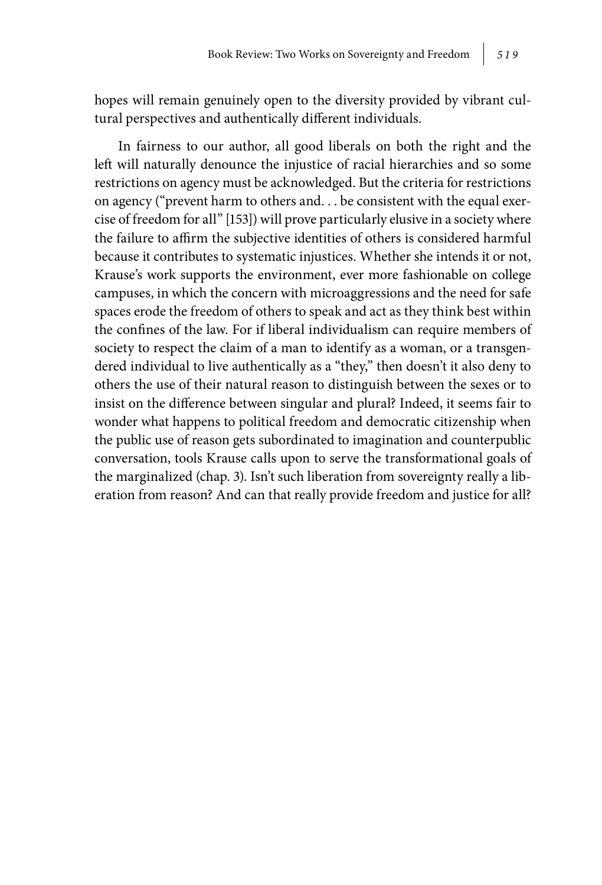hopes will remain genuinely open to the diversity provided by vibrant cultural perspectives and authentically different individuals.

In fairness to our author, all good liberals on both the right and the left will naturally denounce the injustice of racial hierarchies and so some restrictions on agency must be acknowledged. But the criteria for restrictions on agency ("prevent harm to others and. . . be consistent with the equal exercise of freedom for all" [153]) will prove particularly elusive in a society where the failure to affirm the subjective identities of others is considered harmful because it contributes to systematic injustices. Whether she intends it or not, Krause's work supports the environment, ever more fashionable on college campuses, in which the concern with microaggressions and the need for safe spaces erode the freedom of others to speak and act as they think best within the confines of the law. For if liberal individualism can require members of society to respect the claim of a man to identify as a woman, or a transgendered individual to live authentically as a "they," then doesn't it also deny to others the use of their natural reason to distinguish between the sexes or to insist on the difference between singular and plural? Indeed, it seems fair to wonder what happens to political freedom and democratic citizenship when the public use of reason gets subordinated to imagination and counterpublic conversation, tools Krause calls upon to serve the transformational goals of the marginalized (chap. 3). Isn't such liberation from sovereignty really a liberation from reason? And can that really provide freedom and justice for all?